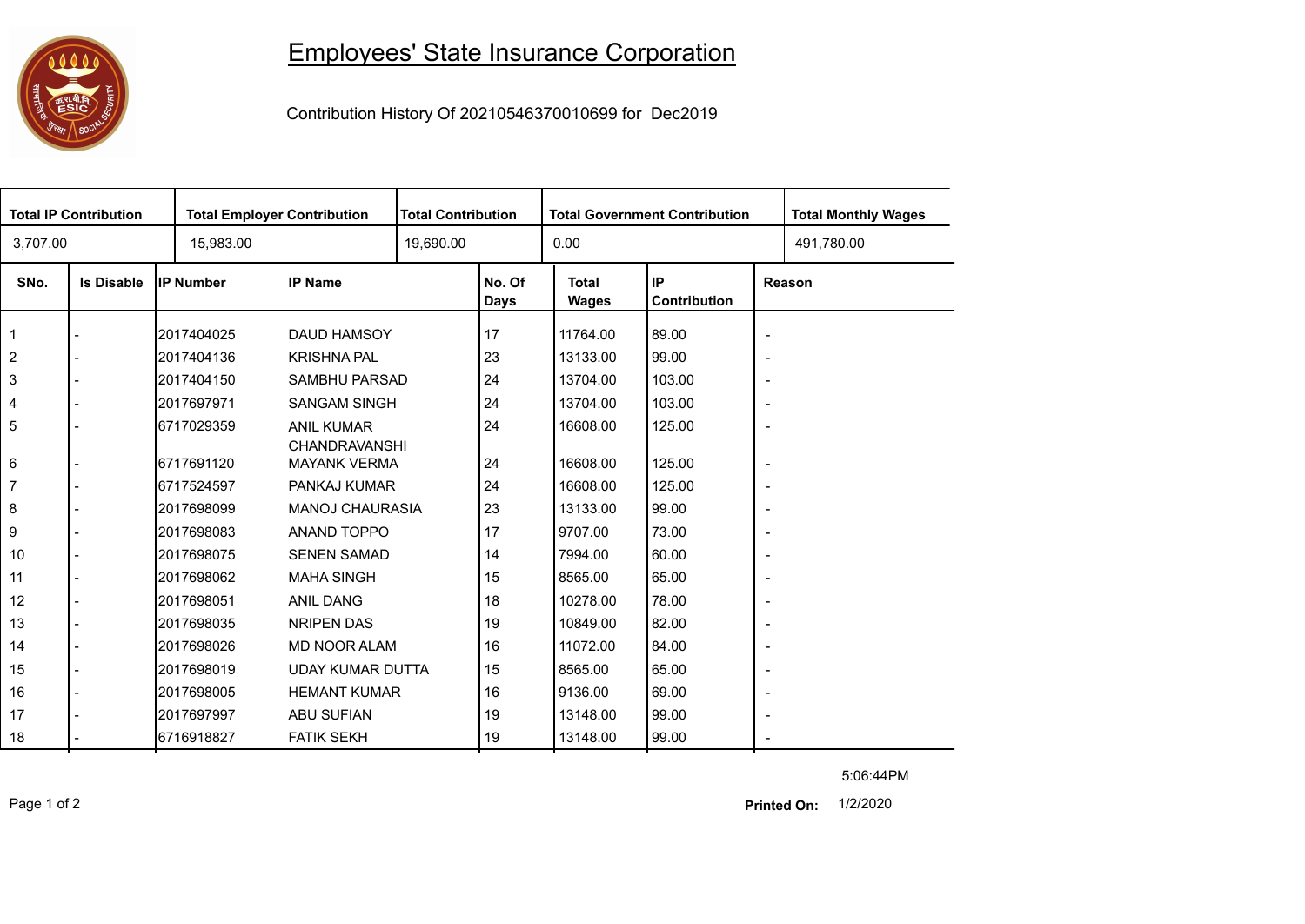# Employees' State Insurance Corporation

Contribution History Of 20210546370010699 for Dec2019

| Total IP Contribution | Total Employer Contribution | Total Contribution | Total Government Contribution | Total Monthly Wages |
|---|---|---|---|---|
| 3,707.00 | 15,983.00 | 19,690.00 | 0.00 | 491,780.00 |

| SNo. | Is Disable | IP Number | IP Name | No. Of Days | Total Wages | IP Contribution | Reason |
|---|---|---|---|---|---|---|---|
| 1 | - | 2017404025 | DAUD HAMSOY | 17 | 11764.00 | 89.00 | - |
| 2 | - | 2017404136 | KRISHNA PAL | 23 | 13133.00 | 99.00 | - |
| 3 | - | 2017404150 | SAMBHU PARSAD | 24 | 13704.00 | 103.00 | - |
| 4 | - | 2017697971 | SANGAM SINGH | 24 | 13704.00 | 103.00 | - |
| 5 | - | 6717029359 | ANIL KUMAR CHANDRAVANSHI | 24 | 16608.00 | 125.00 | - |
| 6 | - | 6717691120 | MAYANK VERMA | 24 | 16608.00 | 125.00 | - |
| 7 | - | 6717524597 | PANKAJ KUMAR | 24 | 16608.00 | 125.00 | - |
| 8 | - | 2017698099 | MANOJ CHAURASIA | 23 | 13133.00 | 99.00 | - |
| 9 | - | 2017698083 | ANAND TOPPO | 17 | 9707.00 | 73.00 | - |
| 10 | - | 2017698075 | SENEN SAMAD | 14 | 7994.00 | 60.00 | - |
| 11 | - | 2017698062 | MAHA SINGH | 15 | 8565.00 | 65.00 | - |
| 12 | - | 2017698051 | ANIL DANG | 18 | 10278.00 | 78.00 | - |
| 13 | - | 2017698035 | NRIPEN DAS | 19 | 10849.00 | 82.00 | - |
| 14 | - | 2017698026 | MD NOOR ALAM | 16 | 11072.00 | 84.00 | - |
| 15 | - | 2017698019 | UDAY KUMAR DUTTA | 15 | 8565.00 | 65.00 | - |
| 16 | - | 2017698005 | HEMANT KUMAR | 16 | 9136.00 | 69.00 | - |
| 17 | - | 2017697997 | ABU SUFIAN | 19 | 13148.00 | 99.00 | - |
| 18 | - | 6716918827 | FATIK SEKH | 19 | 13148.00 | 99.00 | - |

5:06:44PM

**Printed On:** 1/2/2020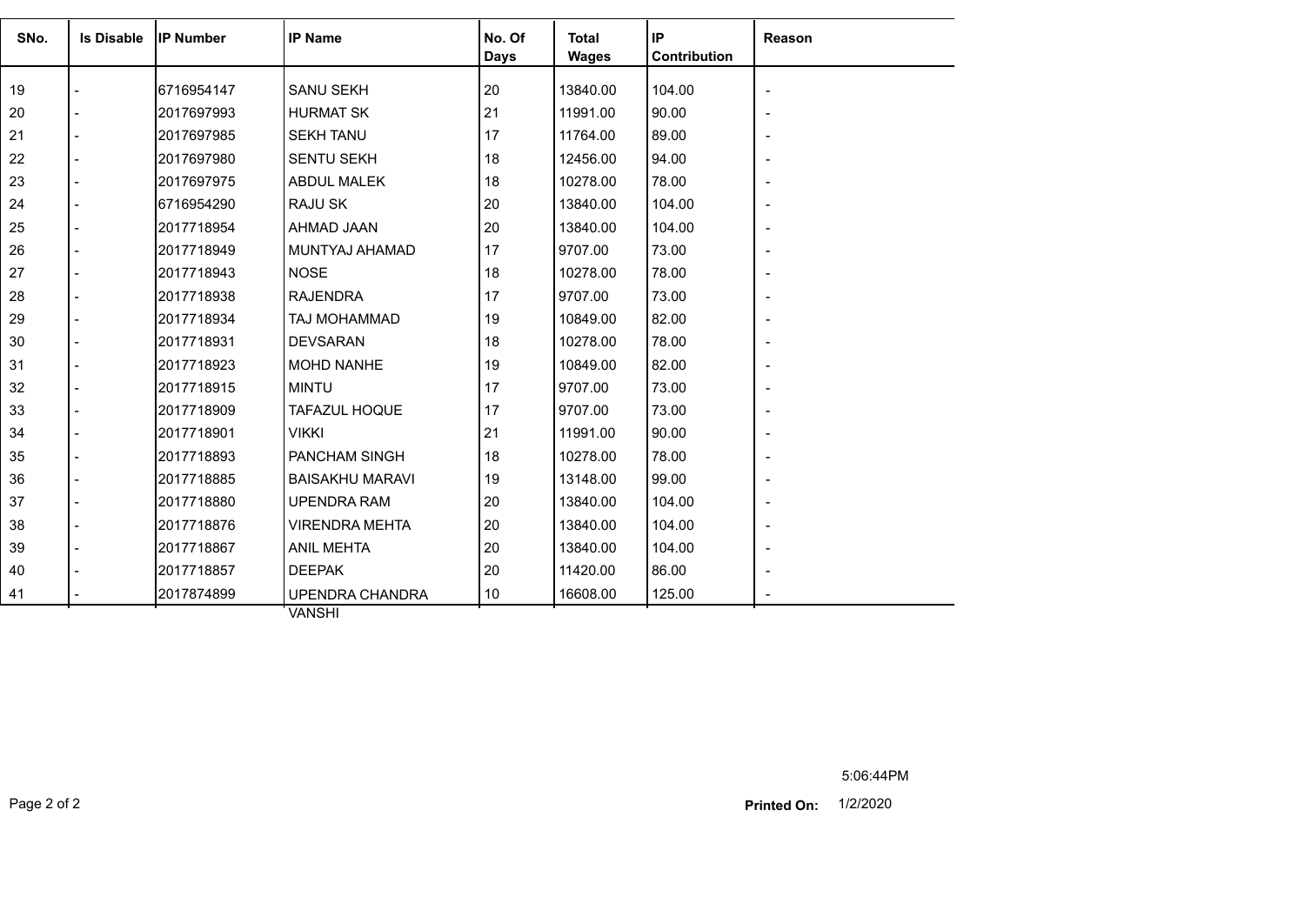| SNo. | Is Disable | IP Number | IP Name | No. Of Days | Total Wages | IP Contribution | Reason |
|---|---|---|---|---|---|---|---|
| 19 | - | 6716954147 | SANU SEKH | 20 | 13840.00 | 104.00 | - |
| 20 | - | 2017697993 | HURMAT SK | 21 | 11991.00 | 90.00 | - |
| 21 | - | 2017697985 | SEKH TANU | 17 | 11764.00 | 89.00 | - |
| 22 | - | 2017697980 | SENTU SEKH | 18 | 12456.00 | 94.00 | - |
| 23 | - | 2017697975 | ABDUL MALEK | 18 | 10278.00 | 78.00 | - |
| 24 | - | 6716954290 | RAJU SK | 20 | 13840.00 | 104.00 | - |
| 25 | - | 2017718954 | AHMAD JAAN | 20 | 13840.00 | 104.00 | - |
| 26 | - | 2017718949 | MUNTYAJ AHAMAD | 17 | 9707.00 | 73.00 | - |
| 27 | - | 2017718943 | NOSE | 18 | 10278.00 | 78.00 | - |
| 28 | - | 2017718938 | RAJENDRA | 17 | 9707.00 | 73.00 | - |
| 29 | - | 2017718934 | TAJ MOHAMMAD | 19 | 10849.00 | 82.00 | - |
| 30 | - | 2017718931 | DEVSARAN | 18 | 10278.00 | 78.00 | - |
| 31 | - | 2017718923 | MOHD NANHE | 19 | 10849.00 | 82.00 | - |
| 32 | - | 2017718915 | MINTU | 17 | 9707.00 | 73.00 | - |
| 33 | - | 2017718909 | TAFAZUL HOQUE | 17 | 9707.00 | 73.00 | - |
| 34 | - | 2017718901 | VIKKI | 21 | 11991.00 | 90.00 | - |
| 35 | - | 2017718893 | PANCHAM SINGH | 18 | 10278.00 | 78.00 | - |
| 36 | - | 2017718885 | BAISAKHU MARAVI | 19 | 13148.00 | 99.00 | - |
| 37 | - | 2017718880 | UPENDRA RAM | 20 | 13840.00 | 104.00 | - |
| 38 | - | 2017718876 | VIRENDRA MEHTA | 20 | 13840.00 | 104.00 | - |
| 39 | - | 2017718867 | ANIL MEHTA | 20 | 13840.00 | 104.00 | - |
| 40 | - | 2017718857 | DEEPAK | 20 | 11420.00 | 86.00 | - |
| 41 | - | 2017874899 | UPENDRA CHANDRA VANSHI | 10 | 16608.00 | 125.00 | - |

5:06:44PM

**Printed On:** 1/2/2020